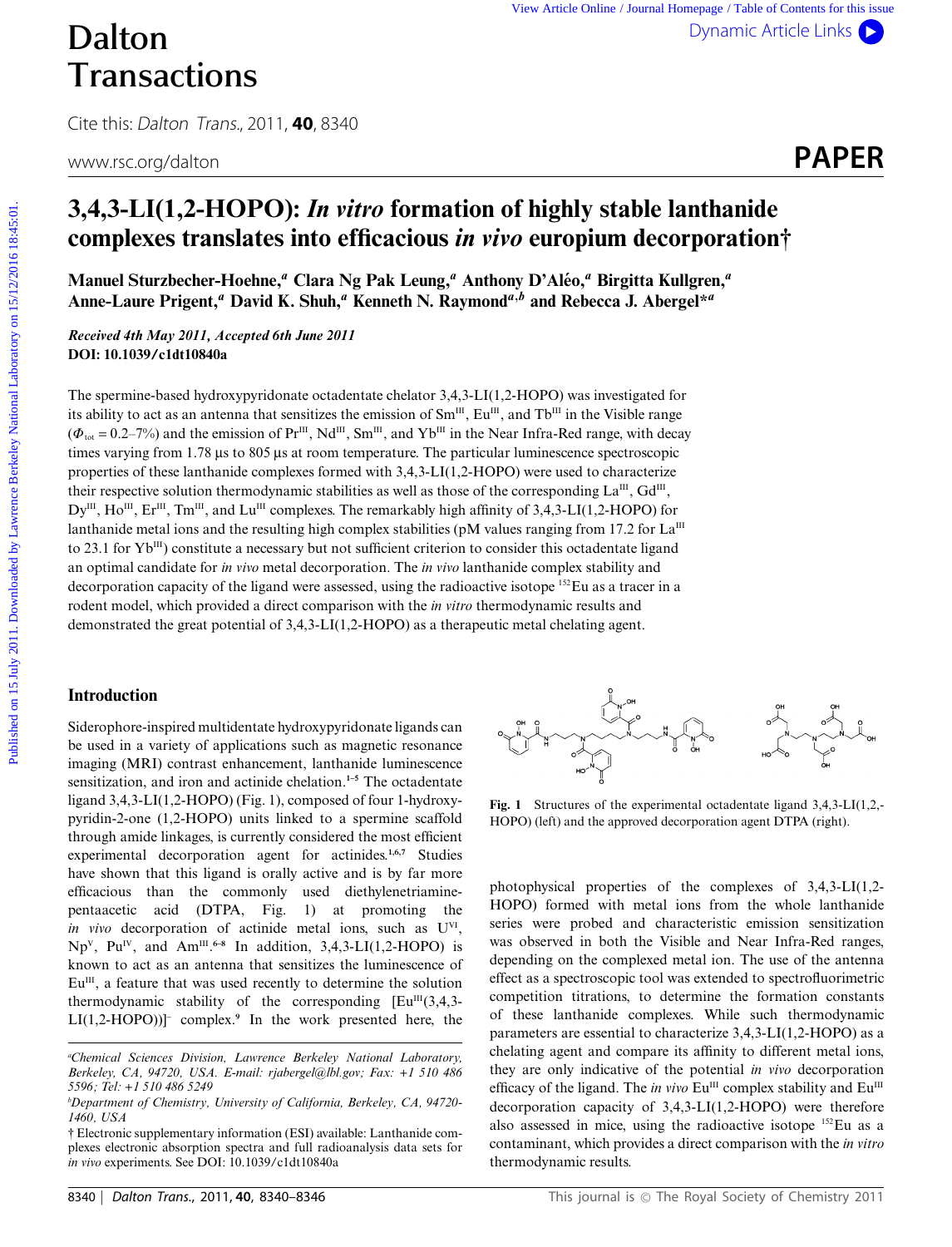# 3,4,3-LI(1,2-HOPO): *In vitro* formation of highly stable lanthanide complexes translates into efficacious *in vivo* europium decorporation†

Manuel Sturzbecher-Hoehne,[a] Clara Ng Pak Leung,[a] Anthony D'Aléo,[a] Birgitta Kullgren,[a] Anne-Laure Prigent,[a] David K. Shuh,[a] Kenneth N. Raymond[a,b] and Rebecca J. Abergel*[a]

*Received 4th May 2011, Accepted 6th June 2011*
**DOI: 10.1039/c1dt10840a**

The spermine-based hydroxypyridonate octadentate chelator 3,4,3-LI(1,2-HOPO) was investigated for its ability to act as an antenna that sensitizes the emission of $Sm^{III}$, $Eu^{III}$, and $Tb^{III}$ in the Visible range ($\Phi_{tot}$ = 0.2–7%) and the emission of $Pr^{III}$, $Nd^{III}$, $Sm^{III}$, and $Yb^{III}$ in the Near Infra-Red range, with decay times varying from 1.78 µs to 805 µs at room temperature. The particular luminescence spectroscopic properties of these lanthanide complexes formed with 3,4,3-LI(1,2-HOPO) were used to characterize their respective solution thermodynamic stabilities as well as those of the corresponding $La^{III}$, $Gd^{III}$, $Dy^{III}$, $Ho^{III}$, $Er^{III}$, $Tm^{III}$, and $Lu^{III}$ complexes. The remarkably high affinity of 3,4,3-LI(1,2-HOPO) for lanthanide metal ions and the resulting high complex stabilities (pM values ranging from 17.2 for $La^{III}$ to 23.1 for $Yb^{III}$) constitute a necessary but not sufficient criterion to consider this octadentate ligand an optimal candidate for *in vivo* metal decorporation. The *in vivo* lanthanide complex stability and decorporation capacity of the ligand were assessed, using the radioactive isotope $^{152}$Eu as a tracer in a rodent model, which provided a direct comparison with the *in vitro* thermodynamic results and demonstrated the great potential of 3,4,3-LI(1,2-HOPO) as a therapeutic metal chelating agent.

## Introduction

Siderophore-inspired multidentate hydroxypyridonate ligands can be used in a variety of applications such as magnetic resonance imaging (MRI) contrast enhancement, lanthanide luminescence sensitization, and iron and actinide chelation.[1–5] The octadentate ligand 3,4,3-LI(1,2-HOPO) (Fig. 1), composed of four 1-hydroxypyridin-2-one (1,2-HOPO) units linked to a spermine scaffold through amide linkages, is currently considered the most efficient experimental decorporation agent for actinides.[1,6,7] Studies have shown that this ligand is orally active and is by far more efficacious than the commonly used diethylenetriaminepentaacetic acid (DTPA, Fig. 1) at promoting the *in vivo* decorporation of actinide metal ions, such as $U^{VI}$, $Np^{V}$, $Pu^{IV}$, and $Am^{III}$.[6–8] In addition, 3,4,3-LI(1,2-HOPO) is known to act as an antenna that sensitizes the luminescence of $Eu^{III}$, a feature that was used recently to determine the solution thermodynamic stability of the corresponding $[Eu^{III}(3,4,3\text{-LI}(1,2\text{-HOPO}))]^-$ complex.[9] In the work presented here, the photophysical properties of the complexes of 3,4,3-LI(1,2-HOPO) formed with metal ions from the whole lanthanide series were probed and characteristic emission sensitization was observed in both the Visible and Near Infra-Red ranges, depending on the complexed metal ion. The use of the antenna effect as a spectroscopic tool was extended to spectrofluorimetric competition titrations, to determine the formation constants of these lanthanide complexes. While such thermodynamic parameters are essential to characterize 3,4,3-LI(1,2-HOPO) as a chelating agent and compare its affinity to different metal ions, they are only indicative of the potential *in vivo* decorporation efficacy of the ligand. The *in vivo* $Eu^{III}$ complex stability and $Eu^{III}$ decorporation capacity of 3,4,3-LI(1,2-HOPO) were therefore also assessed in mice, using the radioactive isotope $^{152}$Eu as a contaminant, which provides a direct comparison with the *in vitro* thermodynamic results.

**Fig. 1** Structures of the experimental octadentate ligand 3,4,3-LI(1,2,-HOPO) (left) and the approved decorporation agent DTPA (right).

---

[a] Chemical Sciences Division, Lawrence Berkeley National Laboratory, Berkeley, CA, 94720, USA. E-mail: rjabergel@lbl.gov; Fax: +1 510 486 5596; Tel: +1 510 486 5249

[b] Department of Chemistry, University of California, Berkeley, CA, 94720-1460, USA

† Electronic supplementary information (ESI) available: Lanthanide complexes electronic absorption spectra and full radioanalysis data sets for *in vivo* experiments. See DOI: 10.1039/c1dt10840a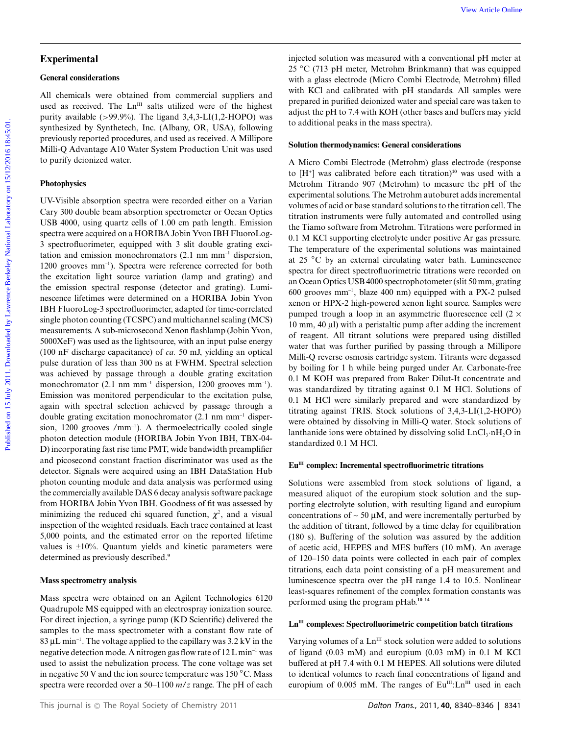## Experimental

### General considerations

All chemicals were obtained from commercial suppliers and used as received. The $Ln^{III}$ salts utilized were of the highest purity available (>99.9%). The ligand 3,4,3-LI(1,2-HOPO) was synthesized by Synthetech, Inc. (Albany, OR, USA), following previously reported procedures, and used as received. A Millipore Milli-Q Advantage A10 Water System Production Unit was used to purify deionized water.

### Photophysics

UV-Visible absorption spectra were recorded either on a Varian Cary 300 double beam absorption spectrometer or Ocean Optics USB 4000, using quartz cells of 1.00 cm path length. Emission spectra were acquired on a HORIBA Jobin Yvon IBH FluoroLog-3 spectrofluorimeter, equipped with 3 slit double grating excitation and emission monochromators (2.1 nm $mm^{-1}$ dispersion, 1200 grooves $mm^{-1}$). Spectra were reference corrected for both the excitation light source variation (lamp and grating) and the emission spectral response (detector and grating). Luminescence lifetimes were determined on a HORIBA Jobin Yvon IBH FluoroLog-3 spectrofluorimeter, adapted for time-correlated single photon counting (TCSPC) and multichannel scaling (MCS) measurements. A sub-microsecond Xenon flashlamp (Jobin Yvon, 5000XeF) was used as the lightsource, with an input pulse energy (100 nF discharge capacitance) of *ca.* 50 mJ, yielding an optical pulse duration of less than 300 ns at FWHM. Spectral selection was achieved by passage through a double grating excitation monochromator (2.1 nm $mm^{-1}$ dispersion, 1200 grooves $mm^{-1}$). Emission was monitored perpendicular to the excitation pulse, again with spectral selection achieved by passage through a double grating excitation monochromator (2.1 nm $mm^{-1}$ dispersion, 1200 grooves /$mm^{-1}$). A thermoelectrically cooled single photon detection module (HORIBA Jobin Yvon IBH, TBX-04-D) incorporating fast rise time PMT, wide bandwidth preamplifier and picosecond constant fraction discriminator was used as the detector. Signals were acquired using an IBH DataStation Hub photon counting module and data analysis was performed using the commercially available DAS 6 decay analysis software package from HORIBA Jobin Yvon IBH. Goodness of fit was assessed by minimizing the reduced chi squared function, $\chi^2$, and a visual inspection of the weighted residuals. Each trace contained at least 5,000 points, and the estimated error on the reported lifetime values is ±10%. Quantum yields and kinetic parameters were determined as previously described.[9]

### Mass spectrometry analysis

Mass spectra were obtained on an Agilent Technologies 6120 Quadrupole MS equipped with an electrospray ionization source. For direct injection, a syringe pump (KD Scientific) delivered the samples to the mass spectrometer with a constant flow rate of 83 µL $min^{-1}$. The voltage applied to the capillary was 3.2 kV in the negative detection mode. A nitrogen gas flow rate of 12 L $min^{-1}$ was used to assist the nebulization process. The cone voltage was set in negative 50 V and the ion source temperature was 150 °C. Mass spectra were recorded over a 50–1100 $m/z$ range. The pH of each injected solution was measured with a conventional pH meter at 25 °C (713 pH meter, Metrohm Brinkmann) that was equipped with a glass electrode (Micro Combi Electrode, Metrohm) filled with KCl and calibrated with pH standards. All samples were prepared in purified deionized water and special care was taken to adjust the pH to 7.4 with KOH (other bases and buffers may yield to additional peaks in the mass spectra).

### Solution thermodynamics: General considerations

A Micro Combi Electrode (Metrohm) glass electrode (response to $[H^+]$ was calibrated before each titration)[10] was used with a Metrohm Titrando 907 (Metrohm) to measure the pH of the experimental solutions. The Metrohm autoburet adds incremental volumes of acid or base standard solutions to the titration cell. The titration instruments were fully automated and controlled using the Tiamo software from Metrohm. Titrations were performed in 0.1 M KCl supporting electrolyte under positive Ar gas pressure. The temperature of the experimental solutions was maintained at 25 °C by an external circulating water bath. Luminescence spectra for direct spectrofluorimetric titrations were recorded on an Ocean Optics USB 4000 spectrophotometer (slit 50 mm, grating 600 grooves $mm^{-1}$, blaze 400 nm) equipped with a PX-2 pulsed xenon or HPX-2 high-powered xenon light source. Samples were pumped trough a loop in an asymmetric fluorescence cell (2 × 10 mm, 40 µl) with a peristaltic pump after adding the increment of reagent. All titrant solutions were prepared using distilled water that was further purified by passing through a Millipore Milli-Q reverse osmosis cartridge system. Titrants were degassed by boiling for 1 h while being purged under Ar. Carbonate-free 0.1 M KOH was prepared from Baker Dilut-It concentrate and was standardized by titrating against 0.1 M HCl. Solutions of 0.1 M HCl were similarly prepared and were standardized by titrating against TRIS. Stock solutions of 3,4,3-LI(1,2-HOPO) were obtained by dissolving in Milli-Q water. Stock solutions of lanthanide ions were obtained by dissolving solid $LnCl_3 \cdot nH_2O$ in standardized 0.1 M HCl.

### $Eu^{III}$ complex: Incremental spectrofluorimetric titrations

Solutions were assembled from stock solutions of ligand, a measured aliquot of the europium stock solution and the supporting electrolyte solution, with resulting ligand and europium concentrations of ~ 50 µM, and were incrementally perturbed by the addition of titrant, followed by a time delay for equilibration (180 s). Buffering of the solution was assured by the addition of acetic acid, HEPES and MES buffers (10 mM). An average of 120–150 data points were collected in each pair of complex titrations, each data point consisting of a pH measurement and luminescence spectra over the pH range 1.4 to 10.5. Nonlinear least-squares refinement of the complex formation constants was performed using the program pHab.[10–14]

### $Ln^{III}$ complexes: Spectrofluorimetric competition batch titrations

Varying volumes of a $Ln^{III}$ stock solution were added to solutions of ligand (0.03 mM) and europium (0.03 mM) in 0.1 M KCl buffered at pH 7.4 with 0.1 M HEPES. All solutions were diluted to identical volumes to reach final concentrations of ligand and europium of 0.005 mM. The ranges of $Eu^{III}$:$Ln^{III}$ used in each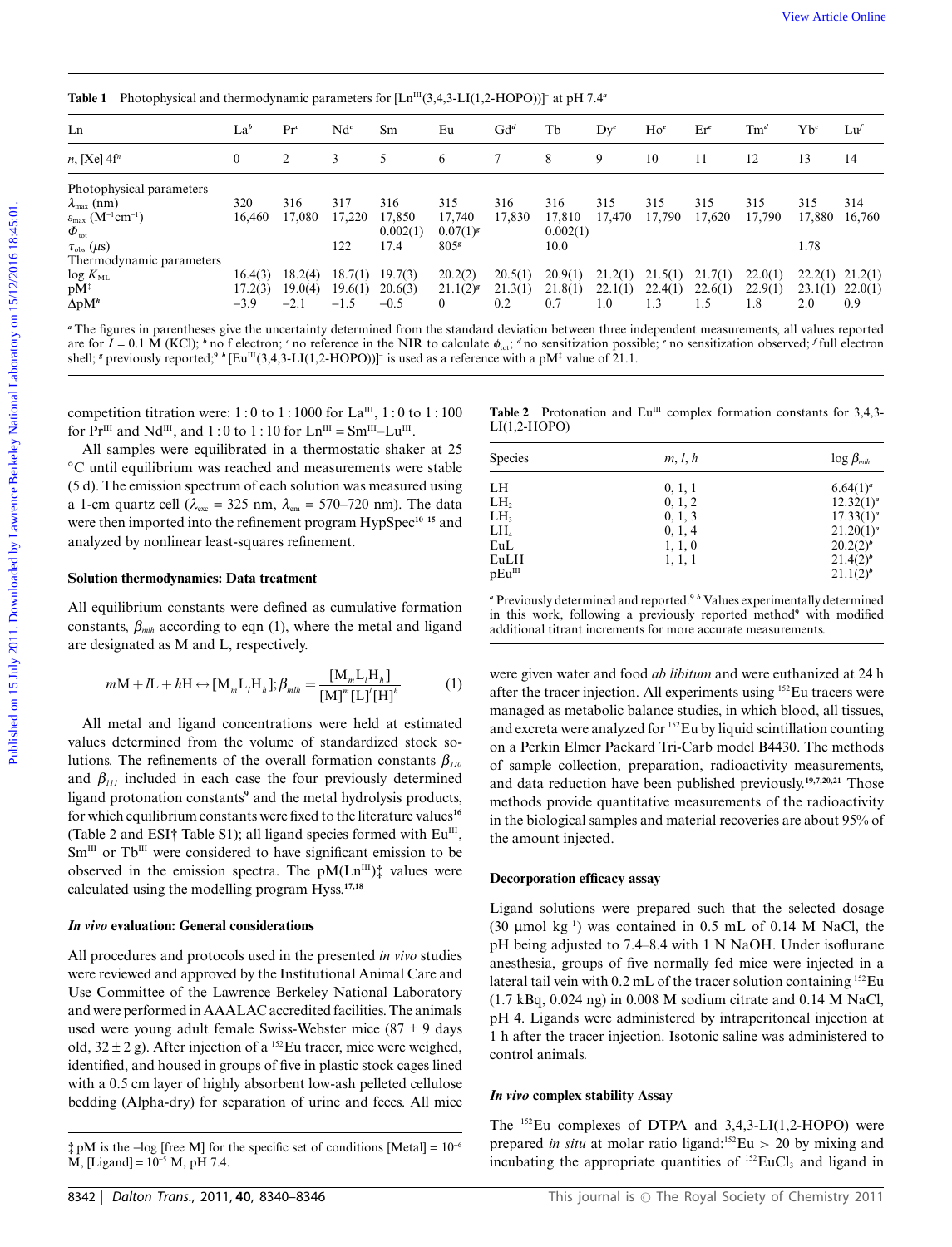**Table 1** Photophysical and thermodynamic parameters for $[Ln^{III}(3,4,3\text{-LI}(1,2\text{-HOPO}))]^-$ at pH 7.4[a]

| Ln | La[b] | Pr[c] | Nd[c] | Sm | Eu | Gd[d] | Tb | Dy[e] | Ho[e] | Er[e] | Tm[d] | Yb[c] | Lu[f] |
|---|---|---|---|---|---|---|---|---|---|---|---|---|---|
| $n$, [Xe] $4f^n$ | 0 | 2 | 3 | 5 | 6 | 7 | 8 | 9 | 10 | 11 | 12 | 13 | 14 |
| Photophysical parameters | | | | | | | | | | | | | |
| $\lambda_{max}$ (nm) | 320 | 316 | 317 | 316 | 315 | 316 | 316 | 315 | 315 | 315 | 315 | 315 | 314 |
| $\varepsilon_{max}$ ($M^{-1}cm^{-1}$) | 16,460 | 17,080 | 17,220 | 17,850 | 17,740 | 17,830 | 17,810 | 17,470 | 17,790 | 17,620 | 17,790 | 17,880 | 16,760 |
| $\Phi_{tot}$ | | | | 0.002(1) | 0.07(1)[g] | | 0.002(1) | | | | | | |
| $\tau_{obs}$ ($\mu$s) | | | 122 | 17.4 | 805[g] | | 10.0 | | | | | 1.78 | |
| Thermodynamic parameters | | | | | | | | | | | | | |
| log $K_{ML}$ | 16.4(3) | 18.2(4) | 18.7(1) | 19.7(3) | 20.2(2) | 20.5(1) | 20.9(1) | 21.2(1) | 21.5(1) | 21.7(1) | 22.0(1) | 22.2(1) | 21.2(1) |
| pM‡ | 17.2(3) | 19.0(4) | 19.6(1) | 20.6(3) | 21.1(2)[g] | 21.3(1) | 21.8(1) | 22.1(1) | 22.4(1) | 22.6(1) | 22.9(1) | 23.1(1) | 22.0(1) |
| ΔpM[h] | −3.9 | −2.1 | −1.5 | −0.5 | 0 | 0.2 | 0.7 | 1.0 | 1.3 | 1.5 | 1.8 | 2.0 | 0.9 |

[a] The figures in parentheses give the uncertainty determined from the standard deviation between three independent measurements, all values reported are for $I$ = 0.1 M (KCl); [b] no f electron; [c] no reference in the NIR to calculate $\phi_{tot}$; [d] no sensitization possible; [e] no sensitization observed; [f] full electron shell; [g] previously reported;[9] [h] $[Eu^{III}(3,4,3\text{-LI}(1,2\text{-HOPO}))]^-$ is used as a reference with a pM‡ value of 21.1.

competition titration were: 1 : 0 to 1 : 1000 for $La^{III}$, 1 : 0 to 1 : 100 for $Pr^{III}$ and $Nd^{III}$, and 1 : 0 to 1 : 10 for $Ln^{III} = Sm^{III}–Lu^{III}$.

All samples were equilibrated in a thermostatic shaker at 25 °C until equilibrium was reached and measurements were stable (5 d). The emission spectrum of each solution was measured using a 1-cm quartz cell ($\lambda_{exc}$ = 325 nm, $\lambda_{em}$ = 570–720 nm). The data were then imported into the refinement program HypSpec[10–15] and analyzed by nonlinear least-squares refinement.

### Solution thermodynamics: Data treatment

All equilibrium constants were defined as cumulative formation constants, $\beta_{mlh}$ according to eqn (1), where the metal and ligand are designated as M and L, respectively.

$$m\text{M} + l\text{L} + h\text{H} \leftrightarrow [\text{M}_m\text{L}_l\text{H}_h];\beta_{mlh} = \frac{[\text{M}_m\text{L}_l\text{H}_h]}{[\text{M}]^m[\text{L}]^l[\text{H}]^h} \quad (1)$$

All metal and ligand concentrations were held at estimated values determined from the volume of standardized stock solutions. The refinements of the overall formation constants $\beta_{110}$ and $\beta_{111}$ included in each case the four previously determined ligand protonation constants[9] and the metal hydrolysis products, for which equilibrium constants were fixed to the literature values[16] (Table 2 and ESI† Table S1); all ligand species formed with $Eu^{III}$, $Sm^{III}$ or $Tb^{III}$ were considered to have significant emission to be observed in the emission spectra. The pM($Ln^{III}$)‡ values were calculated using the modelling program Hyss.[17,18]

### *In vivo* evaluation: General considerations

All procedures and protocols used in the presented *in vivo* studies were reviewed and approved by the Institutional Animal Care and Use Committee of the Lawrence Berkeley National Laboratory and were performed in AAALAC accredited facilities. The animals used were young adult female Swiss-Webster mice (87 ± 9 days old, 32 ± 2 g). After injection of a $^{152}$Eu tracer, mice were weighed, identified, and housed in groups of five in plastic stock cages lined with a 0.5 cm layer of highly absorbent low-ash pelleted cellulose bedding (Alpha-dry) for separation of urine and feces. All mice were given water and food *ab libitum* and were euthanized at 24 h after the tracer injection. All experiments using $^{152}$Eu tracers were managed as metabolic balance studies, in which blood, all tissues, and excreta were analyzed for $^{152}$Eu by liquid scintillation counting on a Perkin Elmer Packard Tri-Carb model B4430. The methods of sample collection, preparation, radioactivity measurements, and data reduction have been published previously.[19,7,20,21] Those methods provide quantitative measurements of the radioactivity in the biological samples and material recoveries are about 95% of the amount injected.

‡ pM is the −log [free M] for the specific set of conditions [Metal] = $10^{-6}$ M, [Ligand] = $10^{-5}$ M, pH 7.4.

**Table 2** Protonation and $Eu^{III}$ complex formation constants for 3,4,3-LI(1,2-HOPO)

| Species | $m, l, h$ | log $\beta_{mlh}$ |
|---|---|---|
| LH | 0, 1, 1 | 6.64(1)[a] |
| $LH_2$ | 0, 1, 2 | 12.32(1)[a] |
| $LH_3$ | 0, 1, 3 | 17.33(1)[a] |
| $LH_4$ | 0, 1, 4 | 21.20(1)[a] |
| EuL | 1, 1, 0 | 20.2(2)[b] |
| EuLH | 1, 1, 1 | 21.4(2)[b] |
| $pEu^{III}$ | | 21.1(2)[b] |

[a] Previously determined and reported.[9] [b] Values experimentally determined in this work, following a previously reported method[9] with modified additional titrant increments for more accurate measurements.

### Decorporation efficacy assay

Ligand solutions were prepared such that the selected dosage (30 μmol $kg^{-1}$) was contained in 0.5 mL of 0.14 M NaCl, the pH being adjusted to 7.4–8.4 with 1 N NaOH. Under isoflurane anesthesia, groups of five normally fed mice were injected in a lateral tail vein with 0.2 mL of the tracer solution containing $^{152}$Eu (1.7 kBq, 0.024 ng) in 0.008 M sodium citrate and 0.14 M NaCl, pH 4. Ligands were administered by intraperitoneal injection at 1 h after the tracer injection. Isotonic saline was administered to control animals.

### *In vivo* complex stability Assay

The $^{152}$Eu complexes of DTPA and 3,4,3-LI(1,2-HOPO) were prepared *in situ* at molar ratio ligand:$^{152}$Eu > 20 by mixing and incubating the appropriate quantities of $^{152}EuCl_3$ and ligand in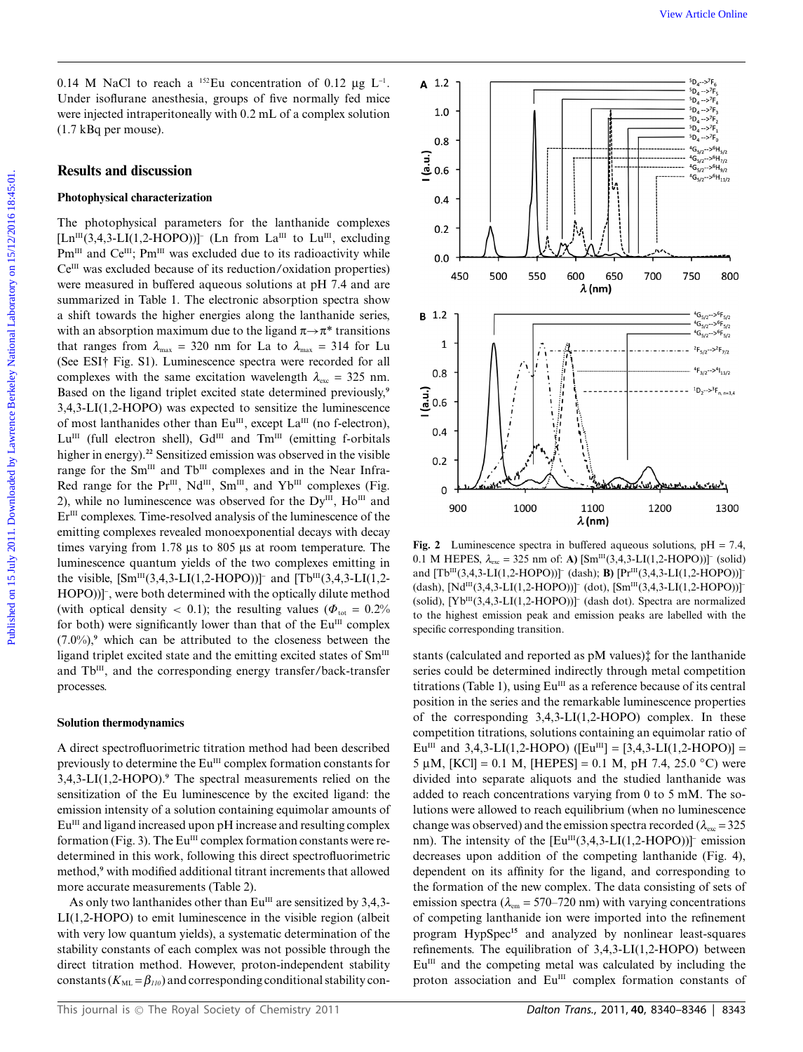0.14 M NaCl to reach a $^{152}$Eu concentration of 0.12 μg $L^{-1}$. Under isoflurane anesthesia, groups of five normally fed mice were injected intraperitoneally with 0.2 mL of a complex solution (1.7 kBq per mouse).

## Results and discussion

### Photophysical characterization

The photophysical parameters for the lanthanide complexes $[Ln^{III}(3,4,3\text{-LI}(1,2\text{-HOPO}))]^-$ (Ln from $La^{III}$ to $Lu^{III}$, excluding $Pm^{III}$ and $Ce^{III}$; $Pm^{III}$ was excluded due to its radioactivity while $Ce^{III}$ was excluded because of its reduction/oxidation properties) were measured in buffered aqueous solutions at pH 7.4 and are summarized in Table 1. The electronic absorption spectra show a shift towards the higher energies along the lanthanide series, with an absorption maximum due to the ligand $\pi \rightarrow \pi^*$ transitions that ranges from $\lambda_{max}$ = 320 nm for La to $\lambda_{max}$ = 314 for Lu (See ESI† Fig. S1). Luminescence spectra were recorded for all complexes with the same excitation wavelength $\lambda_{exc}$ = 325 nm. Based on the ligand triplet excited state determined previously,[9] 3,4,3-LI(1,2-HOPO) was expected to sensitize the luminescence of most lanthanides other than $Eu^{III}$, except $La^{III}$ (no f-electron), $Lu^{III}$ (full electron shell), $Gd^{III}$ and $Tm^{III}$ (emitting f-orbitals higher in energy).[22] Sensitized emission was observed in the visible range for the $Sm^{III}$ and $Tb^{III}$ complexes and in the Near Infra-Red range for the $Pr^{III}$, $Nd^{III}$, $Sm^{III}$, and $Yb^{III}$ complexes (Fig. 2), while no luminescence was observed for the $Dy^{III}$, $Ho^{III}$ and $Er^{III}$ complexes. Time-resolved analysis of the luminescence of the emitting complexes revealed monoexponential decays with decay times varying from 1.78 μs to 805 μs at room temperature. The luminescence quantum yields of the two complexes emitting in the visible, $[Sm^{III}(3,4,3\text{-LI}(1,2\text{-HOPO}))]^-$ and $[Tb^{III}(3,4,3\text{-LI}(1,2\text{-HOPO}))]^-$, were both determined with the optically dilute method (with optical density < 0.1); the resulting values ($\Phi_{tot}$ = 0.2% for both) were significantly lower than that of the $Eu^{III}$ complex (7.0%),[9] which can be attributed to the closeness between the ligand triplet excited state and the emitting excited states of $Sm^{III}$ and $Tb^{III}$, and the corresponding energy transfer/back-transfer processes.

**Fig. 2** Luminescence spectra in buffered aqueous solutions, pH = 7.4, 0.1 M HEPES, $\lambda_{exc}$ = 325 nm of: **A)** $[Sm^{III}(3,4,3\text{-LI}(1,2\text{-HOPO}))]^-$ (solid) and $[Tb^{III}(3,4,3\text{-LI}(1,2\text{-HOPO}))]^-$ (dash); **B)** $[Pr^{III}(3,4,3\text{-LI}(1,2\text{-HOPO}))]^-$ (dash), $[Nd^{III}(3,4,3\text{-LI}(1,2\text{-HOPO}))]^-$ (dot), $[Sm^{III}(3,4,3\text{-LI}(1,2\text{-HOPO}))]^-$ (solid), $[Yb^{III}(3,4,3\text{-LI}(1,2\text{-HOPO}))]^-$ (dash dot). Spectra are normalized to the highest emission peak and emission peaks are labelled with the specific corresponding transition.

### Solution thermodynamics

A direct spectrofluorimetric titration method had been described previously to determine the $Eu^{III}$ complex formation constants for 3,4,3-LI(1,2-HOPO).[9] The spectral measurements relied on the sensitization of the Eu luminescence by the excited ligand: the emission intensity of a solution containing equimolar amounts of $Eu^{III}$ and ligand increased upon pH increase and resulting complex formation (Fig. 3). The $Eu^{III}$ complex formation constants were re-determined in this work, following this direct spectrofluorimetric method,[9] with modified additional titrant increments that allowed more accurate measurements (Table 2).

As only two lanthanides other than $Eu^{III}$ are sensitized by 3,4,3-LI(1,2-HOPO) to emit luminescence in the visible region (albeit with very low quantum yields), a systematic determination of the stability constants of each complex was not possible through the direct titration method. However, proton-independent stability constants ($K_{ML} = \beta_{110}$) and corresponding conditional stability constants (calculated and reported as pM values)‡ for the lanthanide series could be determined indirectly through metal competition titrations (Table 1), using $Eu^{III}$ as a reference because of its central position in the series and the remarkable luminescence properties of the corresponding 3,4,3-LI(1,2-HOPO) complex. In these competition titrations, solutions containing an equimolar ratio of $Eu^{III}$ and 3,4,3-LI(1,2-HOPO) ($[Eu^{III}]$ = [3,4,3-LI(1,2-HOPO)] = 5 μM, [KCl] = 0.1 M, [HEPES] = 0.1 M, pH 7.4, 25.0 °C) were divided into separate aliquots and the studied lanthanide was added to reach concentrations varying from 0 to 5 mM. The solutions were allowed to reach equilibrium (when no luminescence change was observed) and the emission spectra recorded ($\lambda_{exc}$ = 325 nm). The intensity of the $[Eu^{III}(3,4,3\text{-LI}(1,2\text{-HOPO}))]^-$ emission decreases upon addition of the competing lanthanide (Fig. 4), dependent on its affinity for the ligand, and corresponding to the formation of the new complex. The data consisting of sets of emission spectra ($\lambda_{em}$ = 570–720 nm) with varying concentrations of competing lanthanide ion were imported into the refinement program HypSpec[15] and analyzed by nonlinear least-squares refinements. The equilibration of 3,4,3-LI(1,2-HOPO) between $Eu^{III}$ and the competing metal was calculated by including the proton association and $Eu^{III}$ complex formation constants of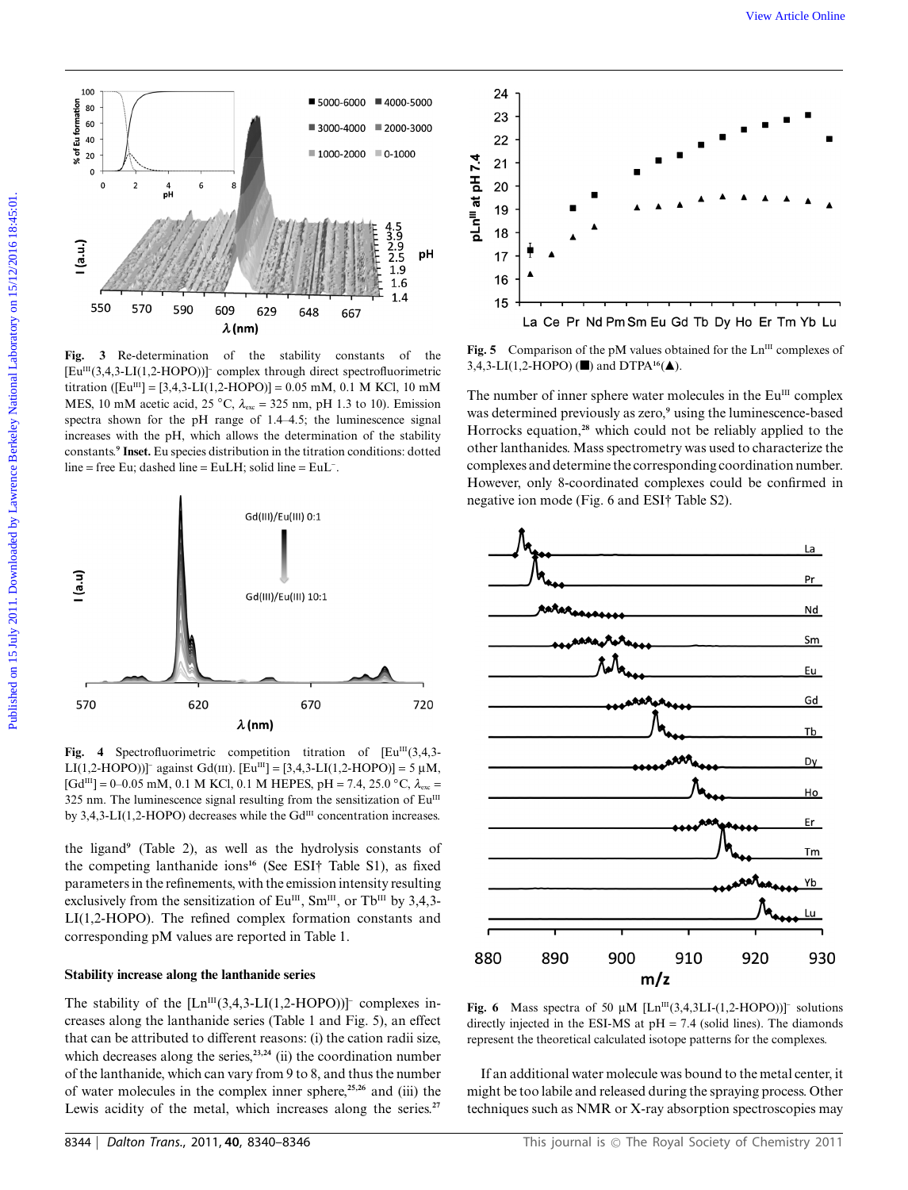**Fig. 3** Re-determination of the stability constants of the $[Eu^{III}(3,4,3\text{-LI}(1,2\text{-HOPO}))]^-$ complex through direct spectrofluorimetric titration ($[Eu^{III}] = [3,4,3\text{-LI}(1,2\text{-HOPO})] = 0.05$ mM, 0.1 M KCl, 10 mM MES, 10 mM acetic acid, 25 °C, $\lambda_{exc} = 325$ nm, pH 1.3 to 10). Emission spectra shown for the pH range of 1.4–4.5; the luminescence signal increases with the pH, which allows the determination of the stability constants.[9] **Inset.** Eu species distribution in the titration conditions: dotted line = free Eu; dashed line = EuLH; solid line = $EuL^-$.

**Fig. 4** Spectrofluorimetric competition titration of $[Eu^{III}(3,4,3\text{-LI}(1,2\text{-HOPO}))]^-$ against Gd(III). $[Eu^{III}] = [3,4,3\text{-LI}(1,2\text{-HOPO})] = 5$ µM, $[Gd^{III}] = 0$–$0.05$ mM, 0.1 M KCl, 0.1 M HEPES, pH = 7.4, 25.0 °C, $\lambda_{exc} =$ 325 nm. The luminescence signal resulting from the sensitization of $Eu^{III}$ by 3,4,3-LI(1,2-HOPO) decreases while the $Gd^{III}$ concentration increases.

the ligand[9] (Table 2), as well as the hydrolysis constants of the competing lanthanide ions[16] (See ESI† Table S1), as fixed parameters in the refinements, with the emission intensity resulting exclusively from the sensitization of $Eu^{III}$, $Sm^{III}$, or $Tb^{III}$ by 3,4,3-LI(1,2-HOPO). The refined complex formation constants and corresponding pM values are reported in Table 1.

### Stability increase along the lanthanide series

The stability of the $[Ln^{III}(3,4,3\text{-LI}(1,2\text{-HOPO}))]^-$ complexes increases along the lanthanide series (Table 1 and Fig. 5), an effect that can be attributed to different reasons: (i) the cation radii size, which decreases along the series,[23,24] (ii) the coordination number of the lanthanide, which can vary from 9 to 8, and thus the number of water molecules in the complex inner sphere,[25,26] and (iii) the Lewis acidity of the metal, which increases along the series.[27]

**Fig. 5** Comparison of the pM values obtained for the $Ln^{III}$ complexes of 3,4,3-LI(1,2-HOPO) (■) and DTPA[16](▲).

The number of inner sphere water molecules in the $Eu^{III}$ complex was determined previously as zero,[9] using the luminescence-based Horrocks equation,[28] which could not be reliably applied to the other lanthanides. Mass spectrometry was used to characterize the complexes and determine the corresponding coordination number. However, only 8-coordinated complexes could be confirmed in negative ion mode (Fig. 6 and ESI† Table S2).

**Fig. 6** Mass spectra of 50 µM $[Ln^{III}(3,4,3\text{LI-}(1,2\text{-HOPO}))]^-$ solutions directly injected in the ESI-MS at pH = 7.4 (solid lines). The diamonds represent the theoretical calculated isotope patterns for the complexes.

If an additional water molecule was bound to the metal center, it might be too labile and released during the spraying process. Other techniques such as NMR or X-ray absorption spectroscopies may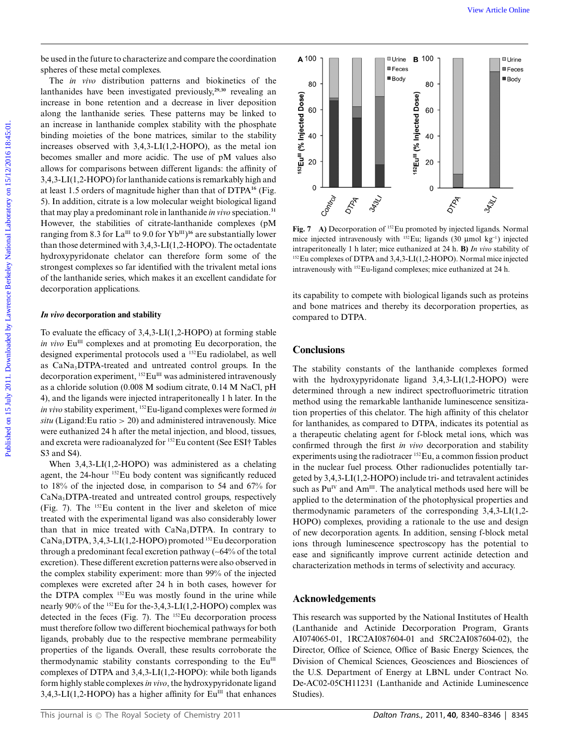be used in the future to characterize and compare the coordination spheres of these metal complexes.

The *in vivo* distribution patterns and biokinetics of the lanthanides have been investigated previously,[29,30] revealing an increase in bone retention and a decrease in liver deposition along the lanthanide series. These patterns may be linked to an increase in lanthanide complex stability with the phosphate binding moieties of the bone matrices, similar to the stability increases observed with 3,4,3-LI(1,2-HOPO), as the metal ion becomes smaller and more acidic. The use of pM values also allows for comparisons between different ligands: the affinity of 3,4,3-LI(1,2-HOPO) for lanthanide cations is remarkably high and at least 1.5 orders of magnitude higher than that of DTPA[16] (Fig. 5). In addition, citrate is a low molecular weight biological ligand that may play a predominant role in lanthanide *in vivo* speciation.[31] However, the stabilities of citrate-lanthanide complexes (pM ranging from 8.3 for $La^{III}$ to 9.0 for $Yb^{III}$)[16] are substantially lower than those determined with 3,4,3-LI(1,2-HOPO). The octadentate hydroxypyridonate chelator can therefore form some of the strongest complexes so far identified with the trivalent metal ions of the lanthanide series, which makes it an excellent candidate for decorporation applications.

### *In vivo* decorporation and stability

To evaluate the efficacy of 3,4,3-LI(1,2-HOPO) at forming stable *in vivo* $Eu^{III}$ complexes and at promoting Eu decorporation, the designed experimental protocols used a $^{152}Eu$ radiolabel, as well as $CaNa_3DTPA$-treated and untreated control groups. In the decorporation experiment, $^{152}Eu^{III}$ was administered intravenously as a chloride solution (0.008 M sodium citrate, 0.14 M NaCl, pH 4), and the ligands were injected intraperitoneally 1 h later. In the *in vivo* stability experiment, $^{152}Eu$-ligand complexes were formed *in situ* (Ligand:Eu ratio > 20) and administered intravenously. Mice were euthanized 24 h after the metal injection, and blood, tissues, and excreta were radioanalyzed for $^{152}Eu$ content (See ESI† Tables S3 and S4).

When 3,4,3-LI(1,2-HOPO) was administered as a chelating agent, the 24-hour $^{152}Eu$ body content was significantly reduced to 18% of the injected dose, in comparison to 54 and 67% for $CaNa_3DTPA$-treated and untreated control groups, respectively (Fig. 7). The $^{152}Eu$ content in the liver and skeleton of mice treated with the experimental ligand was also considerably lower than that in mice treated with $CaNa_3DTPA$. In contrary to $CaNa_3DTPA$, 3,4,3-LI(1,2-HOPO) promoted $^{152}Eu$ decorporation through a predominant fecal excretion pathway (~64% of the total excretion). These different excretion patterns were also observed in the complex stability experiment: more than 99% of the injected complexes were excreted after 24 h in both cases, however for the DTPA complex $^{152}Eu$ was mostly found in the urine while nearly 90% of the $^{152}Eu$ for the-3,4,3-LI(1,2-HOPO) complex was detected in the feces (Fig. 7). The $^{152}Eu$ decorporation process must therefore follow two different biochemical pathways for both ligands, probably due to the respective membrane permeability properties of the ligands. Overall, these results corroborate the thermodynamic stability constants corresponding to the $Eu^{III}$ complexes of DTPA and 3,4,3-LI(1,2-HOPO): while both ligands form highly stable complexes *in vivo*, the hydroxypyridonate ligand 3,4,3-LI(1,2-HOPO) has a higher affinity for $Eu^{III}$ that enhances its capability to compete with biological ligands such as proteins and bone matrices and thereby its decorporation properties, as compared to DTPA.

**Fig. 7** **A)** Decorporation of $^{152}Eu$ promoted by injected ligands. Normal mice injected intravenously with $^{152}Eu$; ligands (30 μmol $kg^{-1}$) injected intraperitoneally 1 h later; mice euthanized at 24 h. **B)** *In vivo* stability of $^{152}Eu$ complexes of DTPA and 3,4,3-LI(1,2-HOPO). Normal mice injected intravenously with $^{152}Eu$-ligand complexes; mice euthanized at 24 h.

## Conclusions

The stability constants of the lanthanide complexes formed with the hydroxypyridonate ligand 3,4,3-LI(1,2-HOPO) were determined through a new indirect spectrofluorimetric titration method using the remarkable lanthanide luminescence sensitization properties of this chelator. The high affinity of this chelator for lanthanides, as compared to DTPA, indicates its potential as a therapeutic chelating agent for f-block metal ions, which was confirmed through the first *in vivo* decorporation and stability experiments using the radiotracer $^{152}Eu$, a common fission product in the nuclear fuel process. Other radionuclides potentially targeted by 3,4,3-LI(1,2-HOPO) include tri- and tetravalent actinides such as $Pu^{IV}$ and $Am^{III}$. The analytical methods used here will be applied to the determination of the photophysical properties and thermodynamic parameters of the corresponding 3,4,3-LI(1,2-HOPO) complexes, providing a rationale to the use and design of new decorporation agents. In addition, sensing f-block metal ions through luminescence spectroscopy has the potential to ease and significantly improve current actinide detection and characterization methods in terms of selectivity and accuracy.

## Acknowledgements

This research was supported by the National Institutes of Health (Lanthanide and Actinide Decorporation Program, Grants AI074065-01, 1RC2AI087604-01 and 5RC2AI087604-02), the Director, Office of Science, Office of Basic Energy Sciences, the Division of Chemical Sciences, Geosciences and Biosciences of the U.S. Department of Energy at LBNL under Contract No. De-AC02-05CH11231 (Lanthanide and Actinide Luminescence Studies).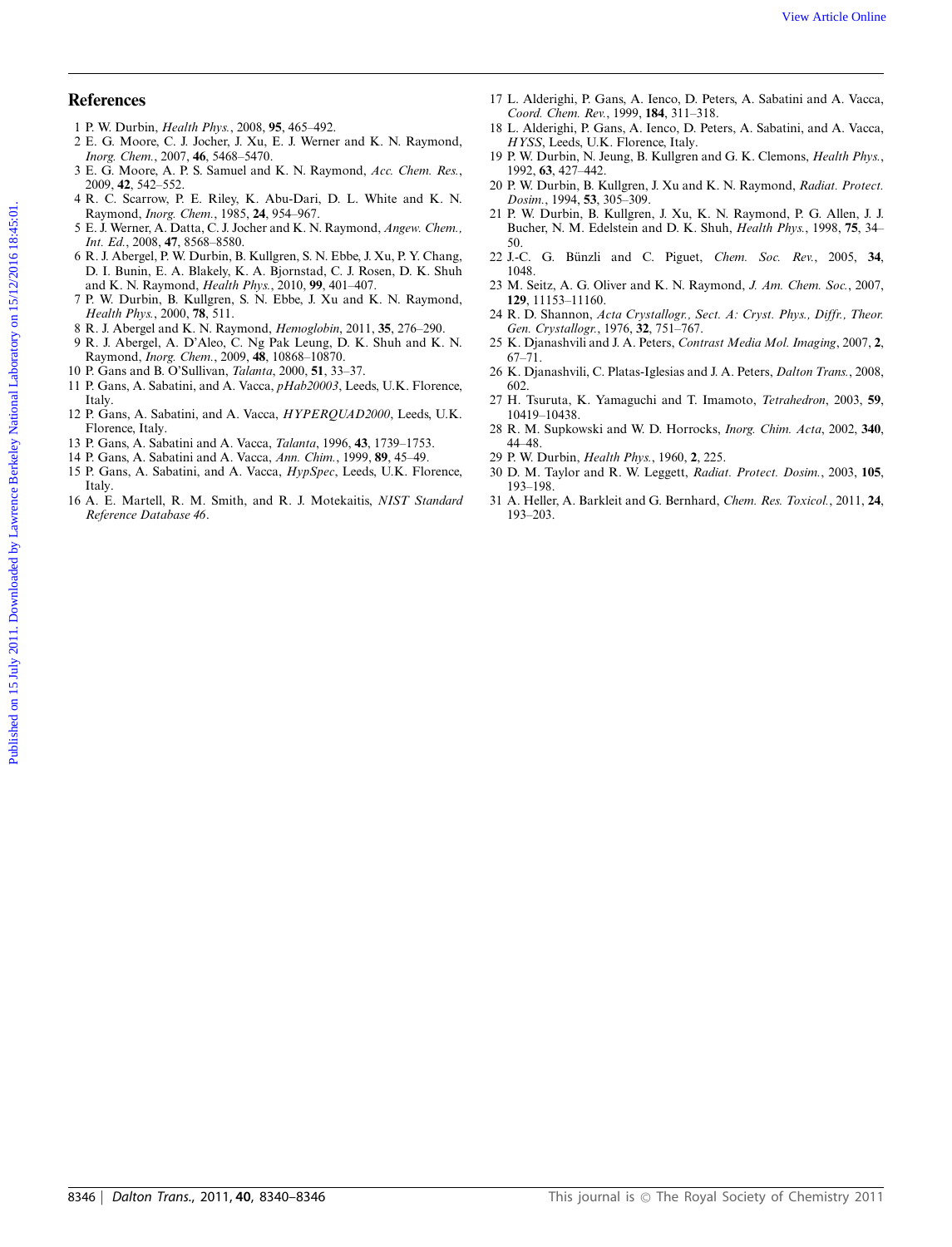## References

1. P. W. Durbin, *Health Phys.*, 2008, **95**, 465–492.
2. E. G. Moore, C. J. Jocher, J. Xu, E. J. Werner and K. N. Raymond, *Inorg. Chem.*, 2007, **46**, 5468–5470.
3. E. G. Moore, A. P. S. Samuel and K. N. Raymond, *Acc. Chem. Res.*, 2009, **42**, 542–552.
4. R. C. Scarrow, P. E. Riley, K. Abu-Dari, D. L. White and K. N. Raymond, *Inorg. Chem.*, 1985, **24**, 954–967.
5. E. J. Werner, A. Datta, C. J. Jocher and K. N. Raymond, *Angew. Chem., Int. Ed.*, 2008, **47**, 8568–8580.
6. R. J. Abergel, P. W. Durbin, B. Kullgren, S. N. Ebbe, J. Xu, P. Y. Chang, D. I. Bunin, E. A. Blakely, K. A. Bjornstad, C. J. Rosen, D. K. Shuh and K. N. Raymond, *Health Phys.*, 2010, **99**, 401–407.
7. P. W. Durbin, B. Kullgren, S. N. Ebbe, J. Xu and K. N. Raymond, *Health Phys.*, 2000, **78**, 511.
8. R. J. Abergel and K. N. Raymond, *Hemoglobin*, 2011, **35**, 276–290.
9. R. J. Abergel, A. D'Aleo, C. Ng Pak Leung, D. K. Shuh and K. N. Raymond, *Inorg. Chem.*, 2009, **48**, 10868–10870.
10. P. Gans and B. O'Sullivan, *Talanta*, 2000, **51**, 33–37.
11. P. Gans, A. Sabatini, and A. Vacca, *pHab20003*, Leeds, U.K. Florence, Italy.
12. P. Gans, A. Sabatini, and A. Vacca, *HYPERQUAD2000*, Leeds, U.K. Florence, Italy.
13. P. Gans, A. Sabatini and A. Vacca, *Talanta*, 1996, **43**, 1739–1753.
14. P. Gans, A. Sabatini and A. Vacca, *Ann. Chim.*, 1999, **89**, 45–49.
15. P. Gans, A. Sabatini, and A. Vacca, *HypSpec*, Leeds, U.K. Florence, Italy.
16. A. E. Martell, R. M. Smith, and R. J. Motekaitis, *NIST Standard Reference Database 46*.
17. L. Alderighi, P. Gans, A. Ienco, D. Peters, A. Sabatini and A. Vacca, *Coord. Chem. Rev.*, 1999, **184**, 311–318.
18. L. Alderighi, P. Gans, A. Ienco, D. Peters, A. Sabatini, and A. Vacca, *HYSS*, Leeds, U.K. Florence, Italy.
19. P. W. Durbin, N. Jeung, B. Kullgren and G. K. Clemons, *Health Phys.*, 1992, **63**, 427–442.
20. P. W. Durbin, B. Kullgren, J. Xu and K. N. Raymond, *Radiat. Protect. Dosim.*, 1994, **53**, 305–309.
21. P. W. Durbin, B. Kullgren, J. Xu, K. N. Raymond, P. G. Allen, J. J. Bucher, N. M. Edelstein and D. K. Shuh, *Health Phys.*, 1998, **75**, 34–50.
22. J.-C. G. Bünzli and C. Piguet, *Chem. Soc. Rev.*, 2005, **34**, 1048.
23. M. Seitz, A. G. Oliver and K. N. Raymond, *J. Am. Chem. Soc.*, 2007, **129**, 11153–11160.
24. R. D. Shannon, *Acta Crystallogr., Sect. A: Cryst. Phys., Diffr., Theor. Gen. Crystallogr.*, 1976, **32**, 751–767.
25. K. Djanashvili and J. A. Peters, *Contrast Media Mol. Imaging*, 2007, **2**, 67–71.
26. K. Djanashvili, C. Platas-Iglesias and J. A. Peters, *Dalton Trans.*, 2008, 602.
27. H. Tsuruta, K. Yamaguchi and T. Imamoto, *Tetrahedron*, 2003, **59**, 10419–10438.
28. R. M. Supkowski and W. D. Horrocks, *Inorg. Chim. Acta*, 2002, **340**, 44–48.
29. P. W. Durbin, *Health Phys.*, 1960, **2**, 225.
30. D. M. Taylor and R. W. Leggett, *Radiat. Protect. Dosim.*, 2003, **105**, 193–198.
31. A. Heller, A. Barkleit and G. Bernhard, *Chem. Res. Toxicol.*, 2011, **24**, 193–203.